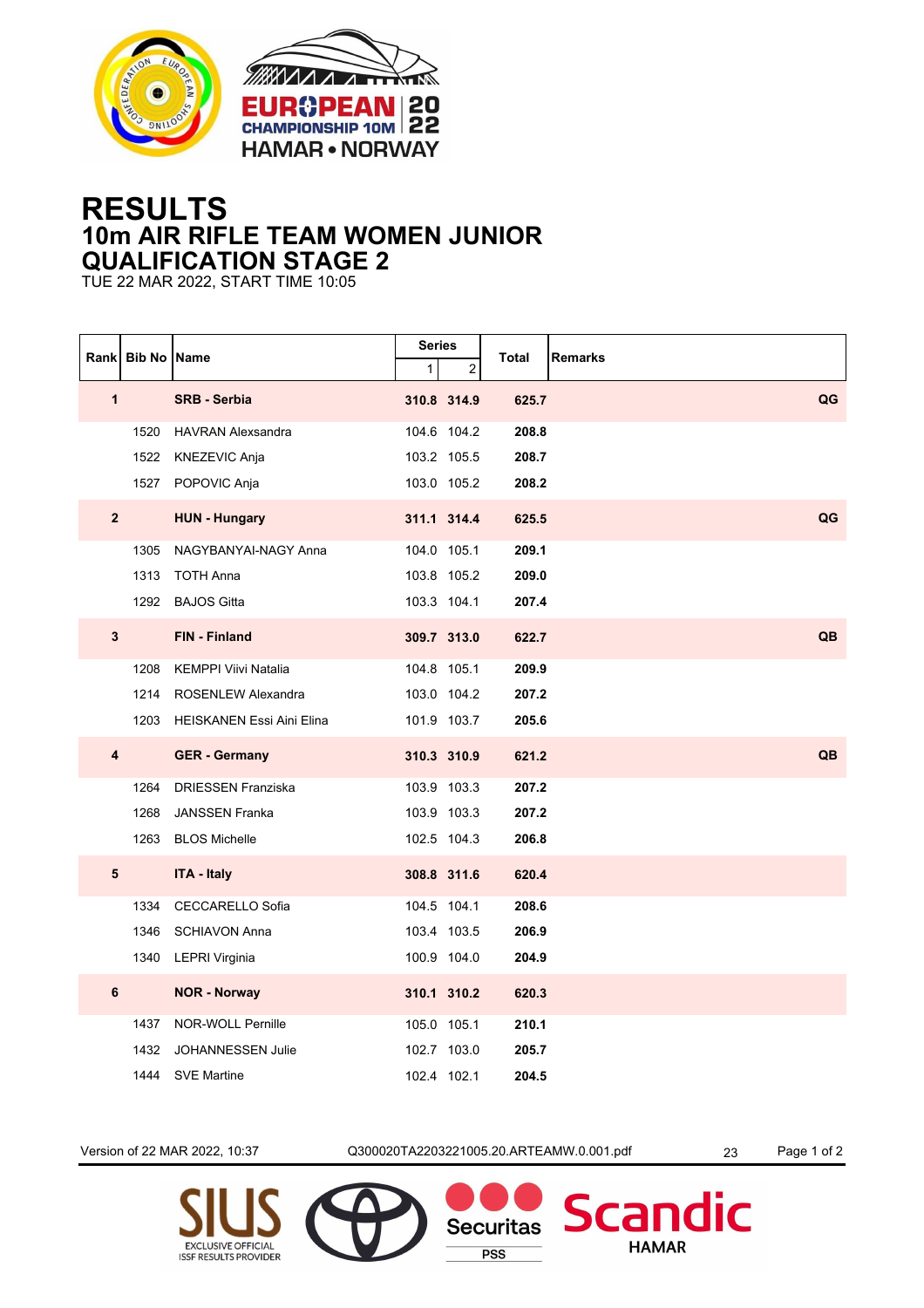# RESULTS
## 10m AIR RIFLE TEAM WOMEN JUNIOR
## QUALIFICATION STAGE 2

TUE 22 MAR 2022, START TIME 10:05

| Rank | Bib No | Name | Series 1 | Series 2 | Total | Remarks |
|---|---|---|---|---|---|---|
| **1** | | **SRB - Serbia** | **310.8** | **314.9** | **625.7** | **QG** |
| | 1520 | HAVRAN Alexsandra | 104.6 | 104.2 | **208.8** | |
| | 1522 | KNEZEVIC Anja | 103.2 | 105.5 | **208.7** | |
| | 1527 | POPOVIC Anja | 103.0 | 105.2 | **208.2** | |
| **2** | | **HUN - Hungary** | **311.1** | **314.4** | **625.5** | **QG** |
| | 1305 | NAGYBANYAI-NAGY Anna | 104.0 | 105.1 | **209.1** | |
| | 1313 | TOTH Anna | 103.8 | 105.2 | **209.0** | |
| | 1292 | BAJOS Gitta | 103.3 | 104.1 | **207.4** | |
| **3** | | **FIN - Finland** | **309.7** | **313.0** | **622.7** | **QB** |
| | 1208 | KEMPPI Viivi Natalia | 104.8 | 105.1 | **209.9** | |
| | 1214 | ROSENLEW Alexandra | 103.0 | 104.2 | **207.2** | |
| | 1203 | HEISKANEN Essi Aini Elina | 101.9 | 103.7 | **205.6** | |
| **4** | | **GER - Germany** | **310.3** | **310.9** | **621.2** | **QB** |
| | 1264 | DRIESSEN Franziska | 103.9 | 103.3 | **207.2** | |
| | 1268 | JANSSEN Franka | 103.9 | 103.3 | **207.2** | |
| | 1263 | BLOS Michelle | 102.5 | 104.3 | **206.8** | |
| **5** | | **ITA - Italy** | **308.8** | **311.6** | **620.4** | |
| | 1334 | CECCARELLO Sofia | 104.5 | 104.1 | **208.6** | |
| | 1346 | SCHIAVON Anna | 103.4 | 103.5 | **206.9** | |
| | 1340 | LEPRI Virginia | 100.9 | 104.0 | **204.9** | |
| **6** | | **NOR - Norway** | **310.1** | **310.2** | **620.3** | |
| | 1437 | NOR-WOLL Pernille | 105.0 | 105.1 | **210.1** | |
| | 1432 | JOHANNESSEN Julie | 102.7 | 103.0 | **205.7** | |
| | 1444 | SVE Martine | 102.4 | 102.1 | **204.5** | |

Version of 22 MAR 2022, 10:37 Q300020TA2203221005.20.ARTEAMW.0.001.pdf 23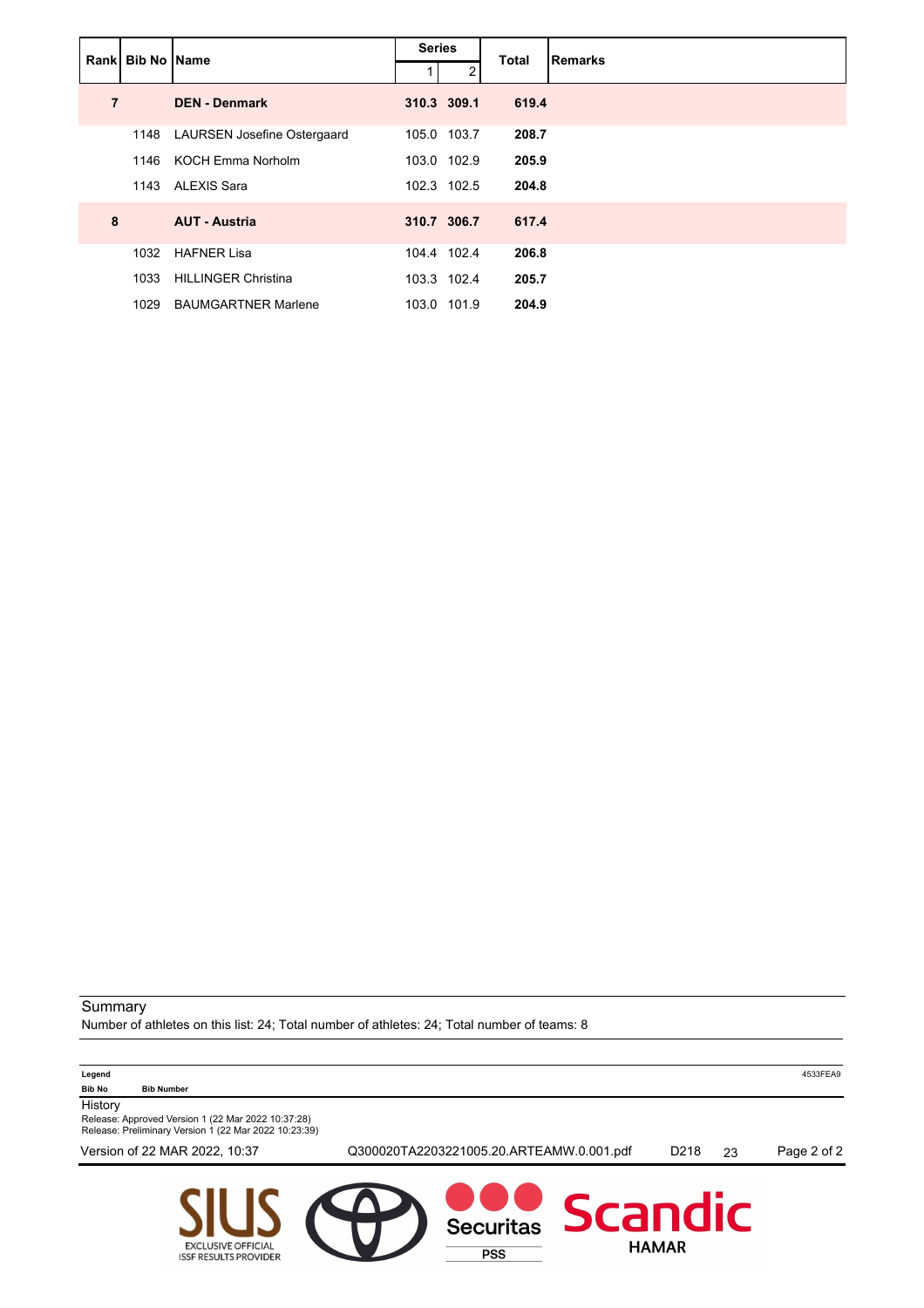| Rank | Bib No | Name | Series | | Total | Remarks |
|---|---|---|---|---|---|---|
| | | | 1 | 2 | | |
| **7** | | **DEN - Denmark** | **310.3** | **309.1** | **619.4** | |
| | 1148 | LAURSEN Josefine Ostergaard | 105.0 | 103.7 | **208.7** | |
| | 1146 | KOCH Emma Norholm | 103.0 | 102.9 | **205.9** | |
| | 1143 | ALEXIS Sara | 102.3 | 102.5 | **204.8** | |
| **8** | | **AUT - Austria** | **310.7** | **306.7** | **617.4** | |
| | 1032 | HAFNER Lisa | 104.4 | 102.4 | **206.8** | |
| | 1033 | HILLINGER Christina | 103.3 | 102.4 | **205.7** | |
| | 1029 | BAUMGARTNER Marlene | 103.0 | 101.9 | **204.9** | |

Summary

Number of athletes on this list: 24; Total number of athletes: 24; Total number of teams: 8

**Legend** 4533FEA9

**Bib No** **Bib Number**

History

Release: Approved Version 1 (22 Mar 2022 10:37:28)
Release: Preliminary Version 1 (22 Mar 2022 10:23:39)

Version of 22 MAR 2022, 10:37 Q300020TA2203221005.20.ARTEAMW.0.001.pdf D218 23

SIUS EXCLUSIVE OFFICIAL ISSF RESULTS PROVIDER Securitas PSS Scandic HAMAR